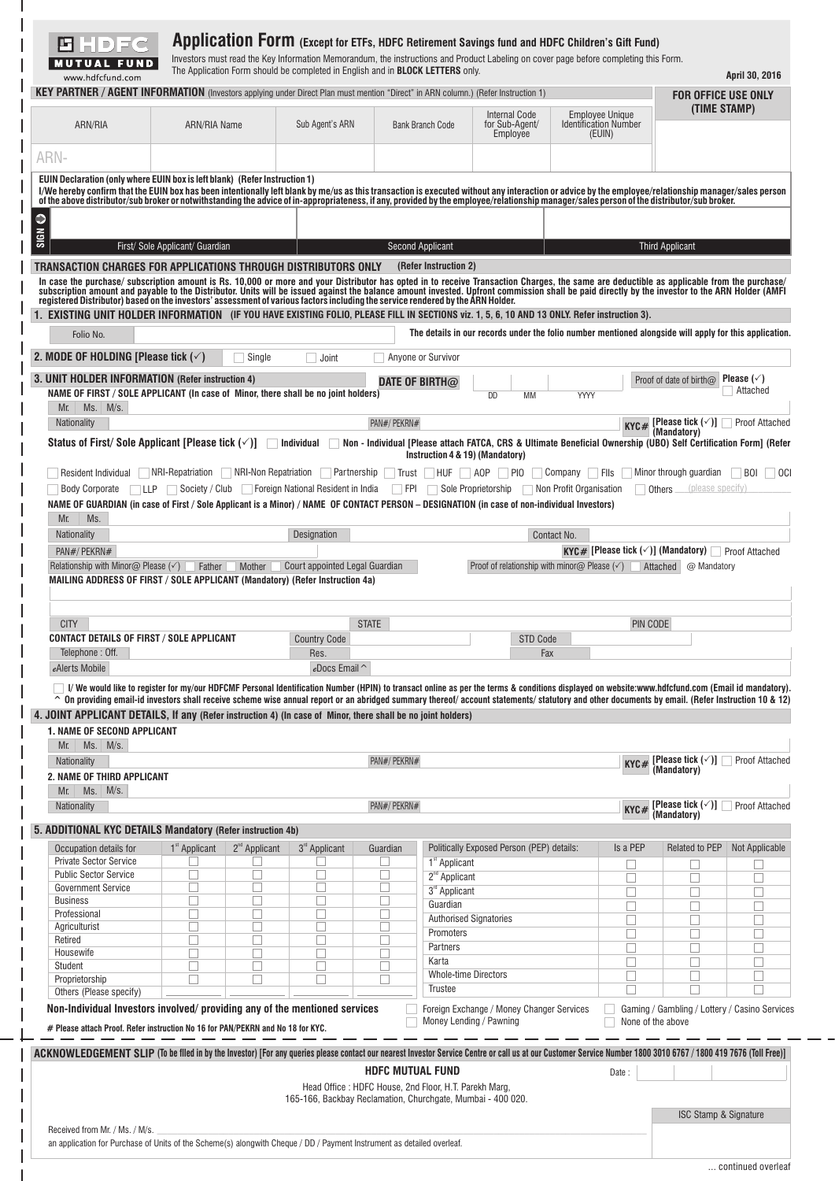# HDFC MUTUAL FUND

www.hdfcfund.com

## Application Form (Except for ETFs, HDFC Retirement Savings fund and HDFC Children's Gift Fund)

Investors must read the Key Information Memorandum, the instructions and Product Labeling on cover page before completing this Form. The Application Form should be completed in English and in **BLOCK LETTERS** only.

April 30, 2016

**KEY PARTNER / AGENT INFORMATION** (Investors applying under Direct Plan must mention "Direct" in ARN column.) (Refer Instruction 1)

| ARN/RIA | ARN/RIA Name | Sub Agent's ARN | Bank Branch Code | Internal Code for Sub-Agent/ Employee | Employee Unique Identification Number (EUIN) | FOR OFFICE USE ONLY (TIME STAMP) |
|---|---|---|---|---|---|---|
| ARN- | | | | | | |

**EUIN Declaration (only where EUIN box is left blank) (Refer Instruction 1)**

**I/We hereby confirm that the EUIN box has been intentionally left blank by me/us as this transaction is executed without any interaction or advice by the employee/relationship manager/sales person of the above distributor/sub broker or notwithstanding the advice of in-appropriateness, if any, provided by the employee/relationship manager/sales person of the distributor/sub broker.**

| SIGN | | | |
|---|---|---|---|
| | First/ Sole Applicant/ Guardian | Second Applicant | Third Applicant |

**TRANSACTION CHARGES FOR APPLICATIONS THROUGH DISTRIBUTORS ONLY** (Refer Instruction 2)

**In case the purchase/ subscription amount is Rs. 10,000 or more and your Distributor has opted in to receive Transaction Charges, the same are deductible as applicable from the purchase/ subscription amount and payable to the Distributor. Units will be issued against the balance amount invested. Upfront commission shall be paid directly by the investor to the ARN Holder (AMFI registered Distributor) based on the investors' assessment of various factors including the service rendered by the ARN Holder.**

### 1. EXISTING UNIT HOLDER INFORMATION (IF YOU HAVE EXISTING FOLIO, PLEASE FILL IN SECTIONS viz. 1, 5, 6, 10 AND 13 ONLY. Refer instruction 3).

Folio No. ______ **The details in our records under the folio number mentioned alongside will apply for this application.**

### 2. MODE OF HOLDING [Please tick (✓)]

☐ Single ☐ Joint ☐ Anyone or Survivor

### 3. UNIT HOLDER INFORMATION (Refer instruction 4)

**NAME OF FIRST / SOLE APPLICANT (In case of Minor, there shall be no joint holders)**

Mr. Ms. M/s. ______

**DATE OF BIRTH@** DD MM YYYY — Proof of date of birth@ Please (✓) ☐ Attached

Nationality ______ PAN#/ PEKRN# ______ KYC# [Please tick (✓)] (Mandatory) ☐ Proof Attached

**Status of First/ Sole Applicant [Please tick (✓)]** ☐ **Individual** ☐ **Non - Individual [Please attach FATCA, CRS & Ultimate Beneficial Ownership (UBO) Self Certification Form] (Refer Instruction 4 & 19) (Mandatory)**

☐ Resident Individual ☐ NRI-Repatriation ☐ NRI-Non Repatriation ☐ Partnership ☐ Trust ☐ HUF ☐ AOP ☐ PIO ☐ Company ☐ FIIs ☐ Minor through guardian ☐ BOI ☐ OCI ☐ Body Corporate ☐ LLP ☐ Society / Club ☐ Foreign National Resident in India ☐ FPI ☐ Sole Proprietorship ☐ Non Profit Organisation ☐ Others ______ (please specify)

**NAME OF GUARDIAN (in case of First / Sole Applicant is a Minor) / NAME OF CONTACT PERSON – DESIGNATION (in case of non-individual Investors)**

Mr. Ms. ______

Nationality ______ Designation ______ Contact No. ______

PAN#/ PEKRN# ______ KYC# [Please tick (✓)] (Mandatory) ☐ Proof Attached

Relationship with Minor@ Please (✓) ☐ Father ☐ Mother ☐ Court appointed Legal Guardian — Proof of relationship with minor@ Please (✓) ☐ Attached @ Mandatory

**MAILING ADDRESS OF FIRST / SOLE APPLICANT (Mandatory) (Refer Instruction 4a)**

______

CITY ______ STATE ______ PIN CODE ______

**CONTACT DETAILS OF FIRST / SOLE APPLICANT** Country Code ______ STD Code ______

Telephone : Off. ______ Res. ______ Fax ______

eAlerts Mobile ______ eDocs Email ^ ______

☐ I/ We would like to register for my/our HDFCMF Personal Identification Number (HPIN) to transact online as per the terms & conditions displayed on website:www.hdfcfund.com (Email id mandatory). **^ On providing email-id investors shall receive scheme wise annual report or an abridged summary thereof/ account statements/ statutory and other documents by email. (Refer Instruction 10 & 12)**

### 4. JOINT APPLICANT DETAILS, If any (Refer instruction 4) (In case of Minor, there shall be no joint holders)

**1. NAME OF SECOND APPLICANT**

Mr. Ms. M/s. ______

Nationality ______ PAN#/ PEKRN# ______ KYC# [Please tick (✓)] (Mandatory) ☐ Proof Attached

**2. NAME OF THIRD APPLICANT**

Mr. Ms. M/s. ______

Nationality ______ PAN#/ PEKRN# ______ KYC# [Please tick (✓)] (Mandatory) ☐ Proof Attached

### 5. ADDITIONAL KYC DETAILS Mandatory (Refer instruction 4b)

| Occupation details for | 1st Applicant | 2nd Applicant | 3rd Applicant | Guardian |
|---|---|---|---|---|
| Private Sector Service | ☐ | ☐ | ☐ | ☐ |
| Public Sector Service | ☐ | ☐ | ☐ | ☐ |
| Government Service | ☐ | ☐ | ☐ | ☐ |
| Business | ☐ | ☐ | ☐ | ☐ |
| Professional | ☐ | ☐ | ☐ | ☐ |
| Agriculturist | ☐ | ☐ | ☐ | ☐ |
| Retired | ☐ | ☐ | ☐ | ☐ |
| Housewife | ☐ | ☐ | ☐ | ☐ |
| Student | ☐ | ☐ | ☐ | ☐ |
| Proprietorship | ☐ | ☐ | ☐ | ☐ |
| Others (Please specify) | | | | |

| Politically Exposed Person (PEP) details: | Is a PEP | Related to PEP | Not Applicable |
|---|---|---|---|
| 1st Applicant | ☐ | ☐ | ☐ |
| 2nd Applicant | ☐ | ☐ | ☐ |
| 3rd Applicant | ☐ | ☐ | ☐ |
| Guardian | ☐ | ☐ | ☐ |
| Authorised Signatories | ☐ | ☐ | ☐ |
| Promoters | ☐ | ☐ | ☐ |
| Partners | ☐ | ☐ | ☐ |
| Karta | ☐ | ☐ | ☐ |
| Whole-time Directors | ☐ | ☐ | ☐ |
| Trustee | ☐ | ☐ | ☐ |

**Non-Individual Investors involved/ providing any of the mentioned services** ☐ Foreign Exchange / Money Changer Services ☐ Gaming / Gambling / Lottery / Casino Services ☐ Money Lending / Pawning ☐ None of the above

**# Please attach Proof. Refer instruction No 16 for PAN/PEKRN and No 18 for KYC.**

---

**ACKNOWLEDGEMENT SLIP (To be filled in by the Investor) [For any queries please contact our nearest Investor Service Centre or call us at our Customer Service Number 1800 3010 6767 / 1800 419 7676 (Toll Free)]**

**HDFC MUTUAL FUND**

Head Office : HDFC House, 2nd Floor, H.T. Parekh Marg, 165-166, Backbay Reclamation, Churchgate, Mumbai - 400 020.

Date : ______

ISC Stamp & Signature

Received from Mr. / Ms. / M/s. ______

an application for Purchase of Units of the Scheme(s) alongwith Cheque / DD / Payment Instrument as detailed overleaf.

... continued overleaf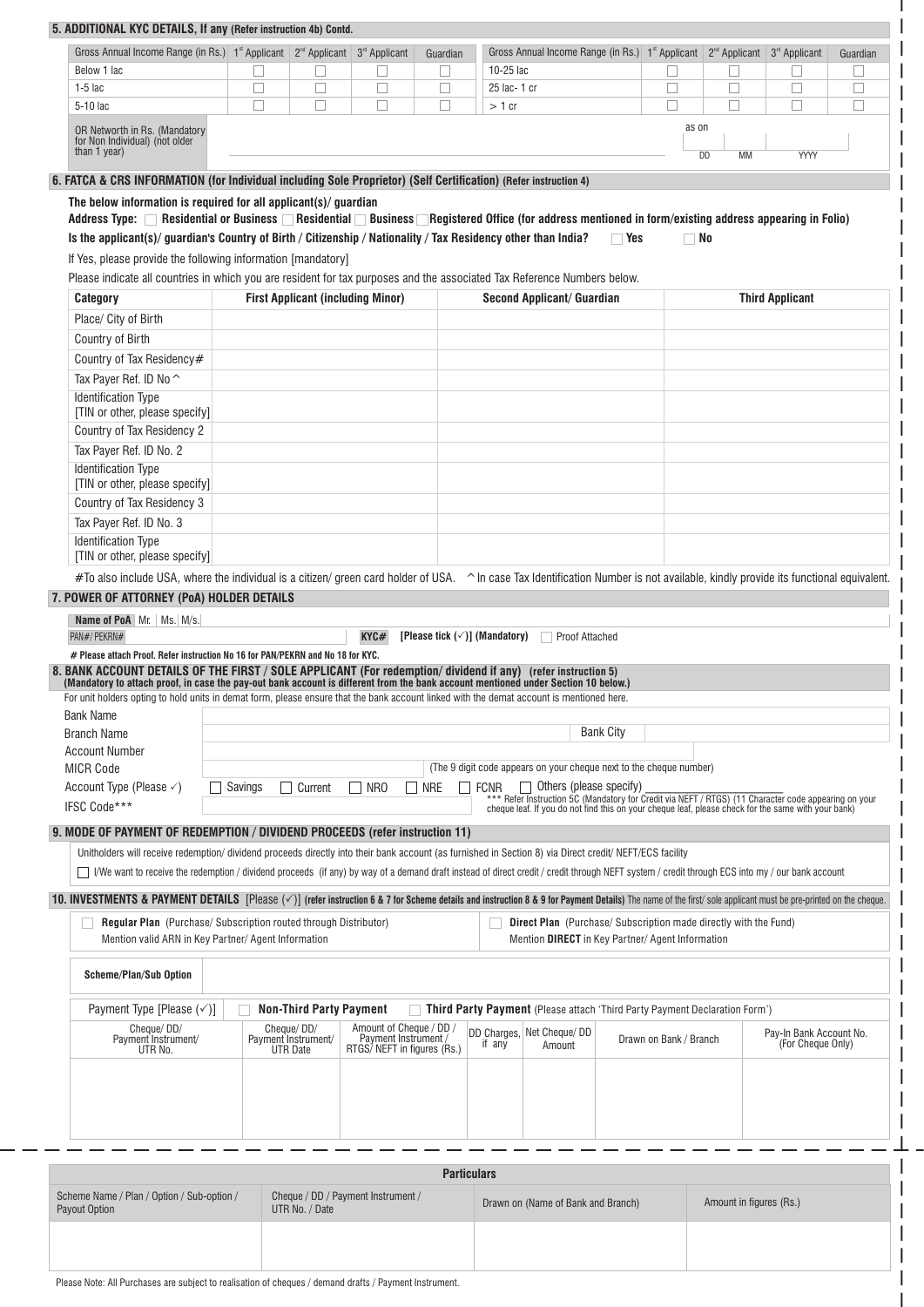## 5. ADDITIONAL KYC DETAILS, If any (Refer instruction 4b) Contd.

| Gross Annual Income Range (in Rs.) | 1st Applicant | 2nd Applicant | 3rd Applicant | Guardian | Gross Annual Income Range (in Rs.) | 1st Applicant | 2nd Applicant | 3rd Applicant | Guardian |
|---|---|---|---|---|---|---|---|---|---|
| Below 1 lac | ☐ | ☐ | ☐ | ☐ | 10-25 lac | ☐ | ☐ | ☐ | ☐ |
| 1-5 lac | ☐ | ☐ | ☐ | ☐ | 25 lac- 1 cr | ☐ | ☐ | ☐ | ☐ |
| 5-10 lac | ☐ | ☐ | ☐ | ☐ | > 1 cr | ☐ | ☐ | ☐ | ☐ |

OR Networth in Rs. (Mandatory for Non Individual) (not older than 1 year) ______________ as on DD MM YYYY

## 6. FATCA & CRS INFORMATION (for Individual including Sole Proprietor) (Self Certification) (Refer instruction 4)

**The below information is required for all applicant(s)/ guardian**

**Address Type:** ☐ **Residential or Business** ☐ **Residential** ☐ **Business** ☐ **Registered Office (for address mentioned in form/existing address appearing in Folio)**

**Is the applicant(s)/ guardian's Country of Birth / Citizenship / Nationality / Tax Residency other than India?** ☐ **Yes** ☐ **No**

If Yes, please provide the following information [mandatory]

Please indicate all countries in which you are resident for tax purposes and the associated Tax Reference Numbers below.

| Category | First Applicant (including Minor) | Second Applicant/ Guardian | Third Applicant |
|---|---|---|---|
| Place/ City of Birth | | | |
| Country of Birth | | | |
| Country of Tax Residency# | | | |
| Tax Payer Ref. ID No ^ | | | |
| Identification Type [TIN or other, please specify] | | | |
| Country of Tax Residency 2 | | | |
| Tax Payer Ref. ID No. 2 | | | |
| Identification Type [TIN or other, please specify] | | | |
| Country of Tax Residency 3 | | | |
| Tax Payer Ref. ID No. 3 | | | |
| Identification Type [TIN or other, please specify] | | | |

#To also include USA, where the individual is a citizen/ green card holder of USA. ^In case Tax Identification Number is not available, kindly provide its functional equivalent.

## 7. POWER OF ATTORNEY (PoA) HOLDER DETAILS

**Name of PoA** Mr. | Ms. | M/s. ______________

PAN#/ PEKRN# ______________ **KYC#** **[Please tick (✓)] (Mandatory)** ☐ Proof Attached

**# Please attach Proof. Refer instruction No 16 for PAN/PEKRN and No 18 for KYC.**

## 8. BANK ACCOUNT DETAILS OF THE FIRST / SOLE APPLICANT (For redemption/ dividend if any) (refer instruction 5)

**(Mandatory to attach proof, in case the pay-out bank account is different from the bank account mentioned under Section 10 below.)**

For unit holders opting to hold units in demat form, please ensure that the bank account linked with the demat account is mentioned here.

Bank Name ______________

Branch Name ______________ Bank City ______________

Account Number ______________

MICR Code ______________ (The 9 digit code appears on your cheque next to the cheque number)

Account Type (Please ✓) ☐ Savings ☐ Current ☐ NRO ☐ NRE ☐ FCNR ☐ Others (please specify) ______________

IFSC Code*** ______________ *** Refer Instruction 5C (Mandatory for Credit via NEFT / RTGS) (11 Character code appearing on your cheque leaf. If you do not find this on your cheque leaf, please check for the same with your bank)

## 9. MODE OF PAYMENT OF REDEMPTION / DIVIDEND PROCEEDS (refer instruction 11)

Unitholders will receive redemption/ dividend proceeds directly into their bank account (as furnished in Section 8) via Direct credit/ NEFT/ECS facility

☐ I/We want to receive the redemption / dividend proceeds (if any) by way of a demand draft instead of direct credit / credit through NEFT system / credit through ECS into my / our bank account

## 10. INVESTMENTS & PAYMENT DETAILS [Please (✓)] (refer instruction 6 & 7 for Scheme details and instruction 8 & 9 for Payment Details) The name of the first/ sole applicant must be pre-printed on the cheque.

☐ **Regular Plan** (Purchase/ Subscription routed through Distributor) Mention valid ARN in Key Partner/ Agent Information

☐ **Direct Plan** (Purchase/ Subscription made directly with the Fund) Mention **DIRECT** in Key Partner/ Agent Information

**Scheme/Plan/Sub Option** ______________

Payment Type [Please (✓)] ☐ **Non-Third Party Payment** ☐ **Third Party Payment** (Please attach 'Third Party Payment Declaration Form')

| Cheque/ DD/ Payment Instrument/ UTR No. | Cheque/ DD/ Payment Instrument/ UTR Date | Amount of Cheque / DD / Payment Instrument / RTGS/ NEFT in figures (Rs.) | DD Charges, if any | Net Cheque/ DD Amount | Drawn on Bank / Branch | Pay-In Bank Account No. (For Cheque Only) |
|---|---|---|---|---|---|---|
| | | | | | | |

**Particulars**

| Scheme Name / Plan / Option / Sub-option / Payout Option | Cheque / DD / Payment Instrument / UTR No. / Date | Drawn on (Name of Bank and Branch) | Amount in figures (Rs.) |
|---|---|---|---|
| | | | |

Please Note: All Purchases are subject to realisation of cheques / demand drafts / Payment Instrument.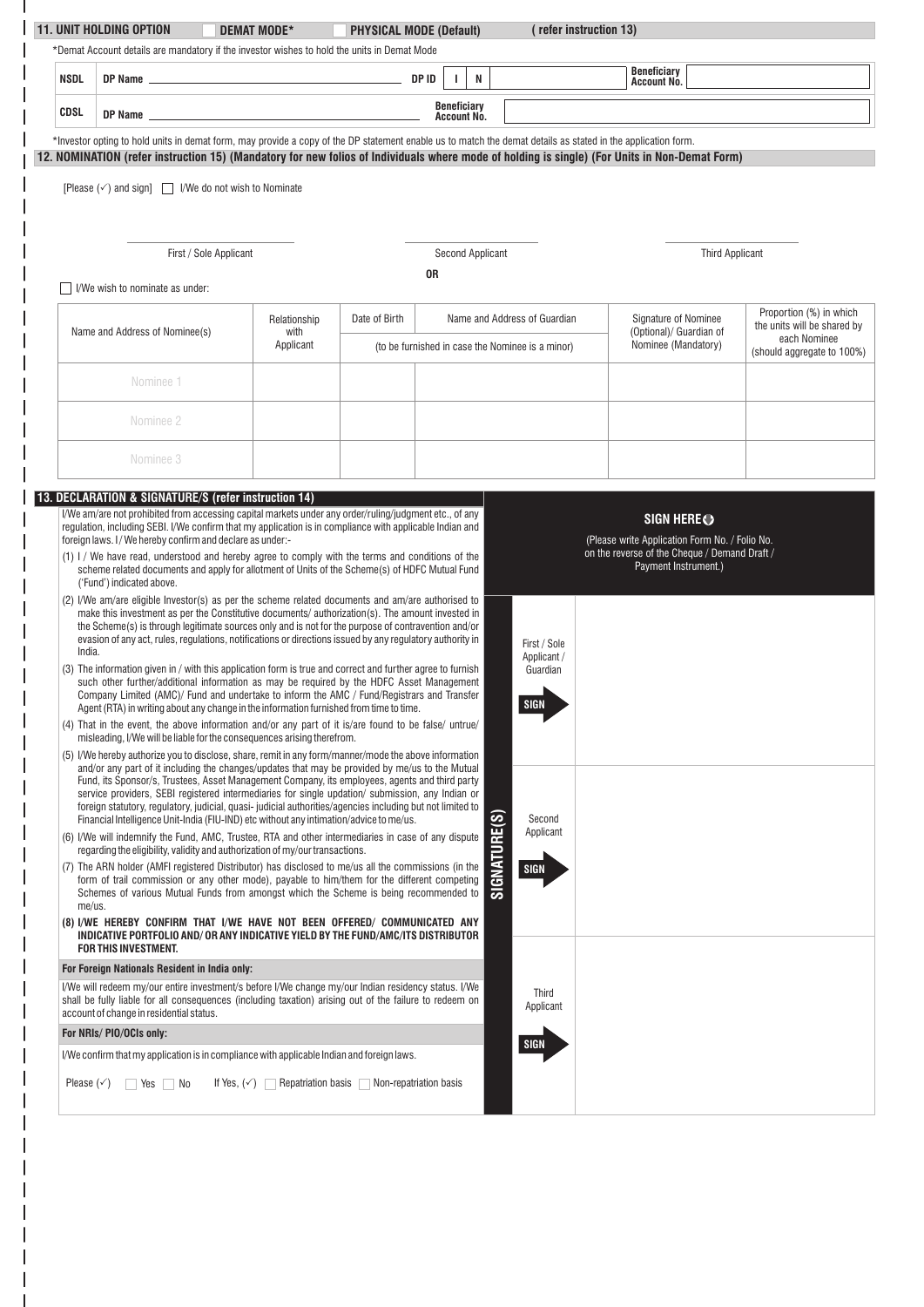## 11. UNIT HOLDING OPTION ☐ DEMAT MODE* ☐ PHYSICAL MODE (Default) (refer instruction 13)

*Demat Account details are mandatory if the investor wishes to hold the units in Demat Mode

| | | | |
|---|---|---|---|
| NSDL | DP Name ______ | DP ID I N | Beneficiary Account No. |
| CDSL | DP Name ______ | Beneficiary Account No. | |

*Investor opting to hold units in demat form, may provide a copy of the DP statement enable us to match the demat details as stated in the application form.

## 12. NOMINATION (refer instruction 15) (Mandatory for new folios of Individuals where mode of holding is single) (For Units in Non-Demat Form)

[Please (✓) and sign] ☐ I/We do not wish to Nominate

First / Sole Applicant ______ Second Applicant ______ Third Applicant ______

OR

☐ I/We wish to nominate as under:

| Name and Address of Nominee(s) | Relationship with Applicant | Date of Birth | Name and Address of Guardian (to be furnished in case the Nominee is a minor) | Signature of Nominee (Optional)/ Guardian of Nominee (Mandatory) | Proportion (%) in which the units will be shared by each Nominee (should aggregate to 100%) |
|---|---|---|---|---|---|
| Nominee 1 | | | | | |
| Nominee 2 | | | | | |
| Nominee 3 | | | | | |

## 13. DECLARATION & SIGNATURE/S (refer instruction 14)

I/We am/are not prohibited from accessing capital markets under any order/ruling/judgment etc., of any regulation, including SEBI. I/We confirm that my application is in compliance with applicable Indian and foreign laws. I / We hereby confirm and declare as under:-

(1) I / We have read, understood and hereby agree to comply with the terms and conditions of the scheme related documents and apply for allotment of Units of the Scheme(s) of HDFC Mutual Fund ('Fund') indicated above.

(2) I/We am/are eligible Investor(s) as per the scheme related documents and am/are authorised to make this investment as per the Constitutive documents/ authorization(s). The amount invested in the Scheme(s) is through legitimate sources only and is not for the purpose of contravention and/or evasion of any act, rules, regulations, notifications or directions issued by any regulatory authority in India.

(3) The information given in / with this application form is true and correct and further agree to furnish such other further/additional information as may be required by the HDFC Asset Management Company Limited (AMC)/ Fund and undertake to inform the AMC / Fund/Registrars and Transfer Agent (RTA) in writing about any change in the information furnished from time to time.

(4) That in the event, the above information and/or any part of it is/are found to be false/ untrue/ misleading, I/We will be liable for the consequences arising therefrom.

(5) I/We hereby authorize you to disclose, share, remit in any form/manner/mode the above information and/or any part of it including the changes/updates that may be provided by me/us to the Mutual Fund, its Sponsor/s, Trustees, Asset Management Company, its employees, agents and third party service providers, SEBI registered intermediaries for single updation/ submission, any Indian or foreign statutory, regulatory, judicial, quasi- judicial authorities/agencies including but not limited to Financial Intelligence Unit-India (FIU-IND) etc without any intimation/advice to me/us.

(6) I/We will indemnify the Fund, AMC, Trustee, RTA and other intermediaries in case of any dispute regarding the eligibility, validity and authorization of my/our transactions.

(7) The ARN holder (AMFI registered Distributor) has disclosed to me/us all the commissions (in the form of trail commission or any other mode), payable to him/them for the different competing Schemes of various Mutual Funds from amongst which the Scheme is being recommended to me/us.

**(8) I/WE HEREBY CONFIRM THAT I/WE HAVE NOT BEEN OFFERED/ COMMUNICATED ANY INDICATIVE PORTFOLIO AND/ OR ANY INDICATIVE YIELD BY THE FUND/AMC/ITS DISTRIBUTOR FOR THIS INVESTMENT.**

**For Foreign Nationals Resident in India only:**

I/We will redeem my/our entire investment/s before I/We change my/our Indian residency status. I/We shall be fully liable for all consequences (including taxation) arising out of the failure to redeem on account of change in residential status.

**For NRIs/ PIO/OCIs only:**

I/We confirm that my application is in compliance with applicable Indian and foreign laws.

Please (✓) ☐ Yes ☐ No If Yes, (✓) ☐ Repatriation basis ☐ Non-repatriation basis

**SIGN HERE**

(Please write Application Form No. / Folio No. on the reverse of the Cheque / Demand Draft / Payment Instrument.)

**SIGNATURE(S)**

| | |
|---|---|
| First / Sole Applicant / Guardian SIGN | |
| Second Applicant SIGN | |
| Third Applicant SIGN | |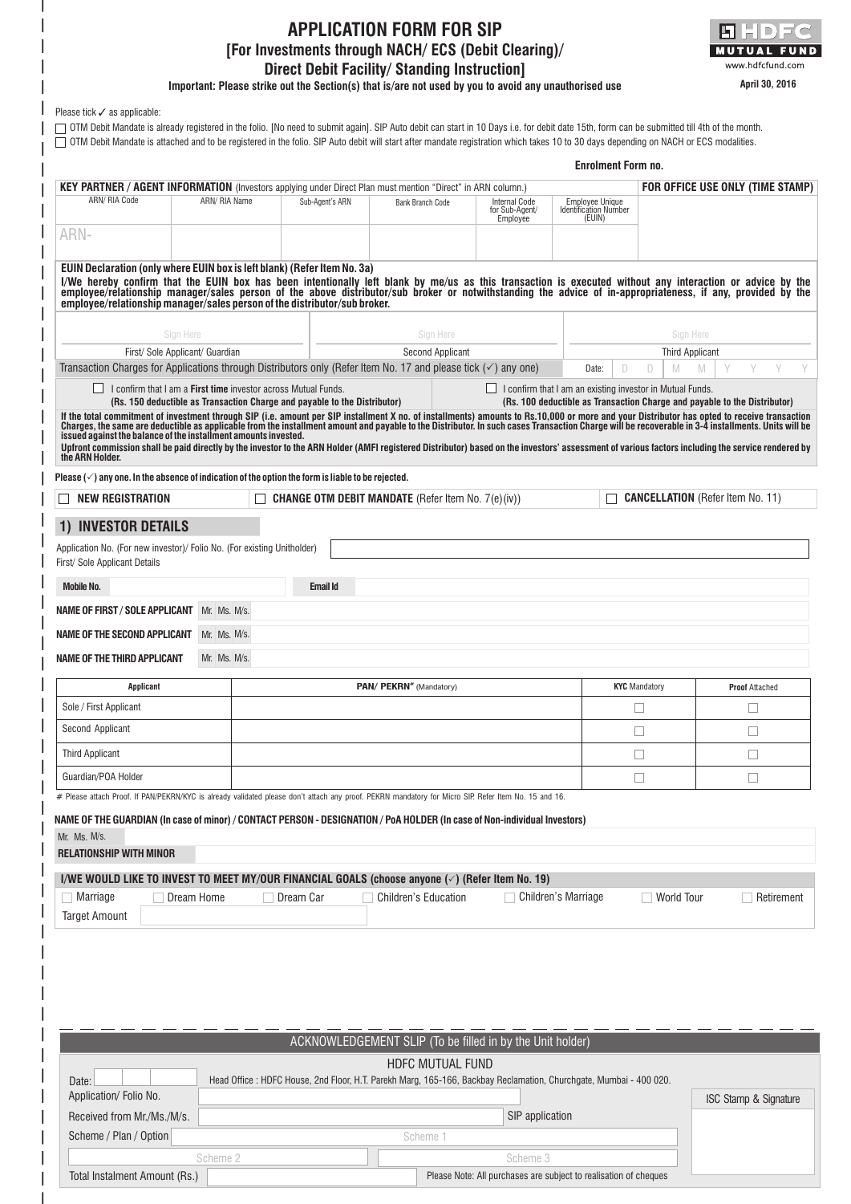# APPLICATION FORM FOR SIP

## [For Investments through NACH/ ECS (Debit Clearing)/ Direct Debit Facility/ Standing Instruction]

**Important: Please strike out the Section(s) that is/are not used by you to avoid any unauthorised use**

HDFC MUTUAL FUND
www.hdfcfund.com

April 30, 2016

Please tick ✓ as applicable:

☐ OTM Debit Mandate is already registered in the folio. [No need to submit again]. SIP Auto debit can start in 10 Days i.e. for debit date 15th, form can be submitted till 4th of the month.

☐ OTM Debit Mandate is attached and to be registered in the folio. SIP Auto debit will start after mandate registration which takes 10 to 30 days depending on NACH or ECS modalities.

**Enrolment Form no.**

**KEY PARTNER / AGENT INFORMATION** (Investors applying under Direct Plan must mention "Direct" in ARN column.)

| ARN/ RIA Code | ARN/ RIA Name | Sub-Agent's ARN | Bank Branch Code | Internal Code for Sub-Agent/ Employee | Employee Unique Identification Number (EUIN) | FOR OFFICE USE ONLY (TIME STAMP) |
|---|---|---|---|---|---|---|
| ARN- | | | | | | |

**EUIN Declaration (only where EUIN box is left blank) (Refer Item No. 3a)**

**I/We hereby confirm that the EUIN box has been intentionally left blank by me/us as this transaction is executed without any interaction or advice by the employee/relationship manager/sales person of the above distributor/sub broker or notwithstanding the advice of in-appropriateness, if any, provided by the employee/relationship manager/sales person of the distributor/sub broker.**

| Sign Here | Sign Here | Sign Here |
|---|---|---|
| First/ Sole Applicant/ Guardian | Second Applicant | Third Applicant |

Transaction Charges for Applications through Distributors only (Refer Item No. 17 and please tick (✓) any one) Date: D D M M Y Y Y Y

☐ I confirm that I am a **First time** investor across Mutual Funds. **(Rs. 150 deductible as Transaction Charge and payable to the Distributor)**

☐ I confirm that I am an existing investor in Mutual Funds. **(Rs. 100 deductible as Transaction Charge and payable to the Distributor)**

**If the total commitment of investment through SIP (i.e. amount per SIP installment X no. of installments) amounts to Rs.10,000 or more and your Distributor has opted to receive transaction Charges, the same are deductible as applicable from the installment amount and payable to the Distributor. In such cases Transaction Charge will be recoverable in 3-4 installments. Units will be issued against the balance of the installment amounts invested.**

**Upfront commission shall be paid directly by the investor to the ARN Holder (AMFI registered Distributor) based on the investors' assessment of various factors including the service rendered by the ARN Holder.**

**Please (✓) any one. In the absence of indication of the option the form is liable to be rejected.**

☐ **NEW REGISTRATION** ☐ **CHANGE OTM DEBIT MANDATE** (Refer Item No. 7(e)(iv)) ☐ **CANCELLATION** (Refer Item No. 11)

## 1) INVESTOR DETAILS

Application No. (For new investor)/ Folio No. (For existing Unitholder)

First/ Sole Applicant Details

**Mobile No.** **Email Id**

**NAME OF FIRST / SOLE APPLICANT** Mr. Ms. M/s.

**NAME OF THE SECOND APPLICANT** Mr. Ms. M/s.

**NAME OF THE THIRD APPLICANT** Mr. Ms. M/s.

| Applicant | PAN/ PEKRN# (Mandatory) | KYC Mandatory | Proof Attached |
|---|---|---|---|
| Sole / First Applicant | | ☐ | ☐ |
| Second Applicant | | ☐ | ☐ |
| Third Applicant | | ☐ | ☐ |
| Guardian/POA Holder | | ☐ | ☐ |

\# Please attach Proof. If PAN/PEKRN/KYC is already validated please don't attach any proof. PEKRN mandatory for Micro SIP. Refer Item No. 15 and 16.

**NAME OF THE GUARDIAN (In case of minor) / CONTACT PERSON - DESIGNATION / PoA HOLDER (In case of Non-individual Investors)**

Mr. Ms. M/s.

**RELATIONSHIP WITH MINOR**

**I/WE WOULD LIKE TO INVEST TO MEET MY/OUR FINANCIAL GOALS (choose anyone (✓) (Refer Item No. 19)**

☐ Marriage ☐ Dream Home ☐ Dream Car ☐ Children's Education ☐ Children's Marriage ☐ World Tour ☐ Retirement

Target Amount

---

### ACKNOWLEDGEMENT SLIP (To be filled in by the Unit holder)

HDFC MUTUAL FUND

Date:

Head Office : HDFC House, 2nd Floor, H.T. Parekh Marg, 165-166, Backbay Reclamation, Churchgate, Mumbai - 400 020.

Application/ Folio No.

Received from Mr./Ms./M/s. SIP application

Scheme / Plan / Option: Scheme 1

Scheme 2 | Scheme 3

Total Instalment Amount (Rs.)

Please Note: All purchases are subject to realisation of cheques

ISC Stamp & Signature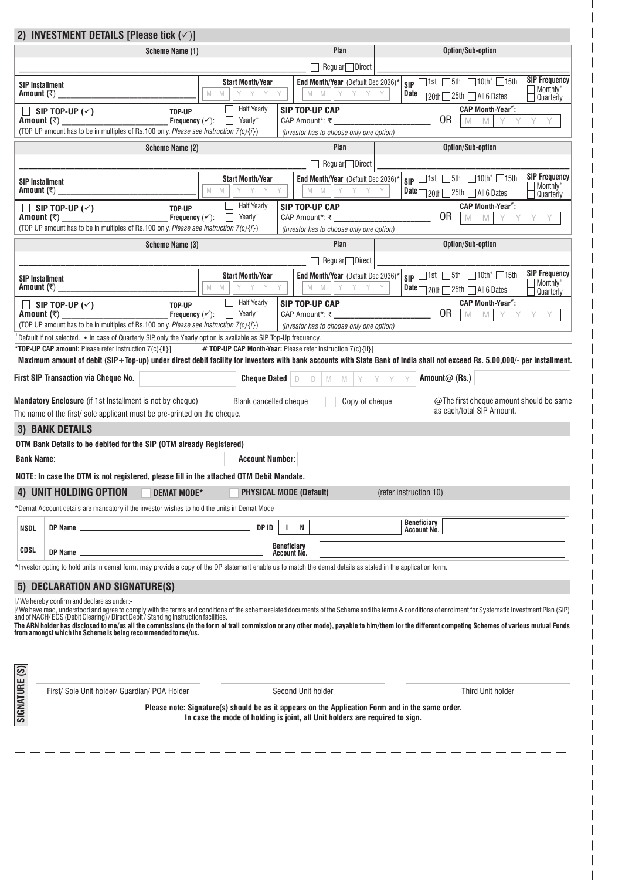## 2) INVESTMENT DETAILS [Please tick (✓)]

| Scheme Name (1) | | Plan | Option/Sub-option |
|---|---|---|---|
| ______________________ | | ☐ Regular ☐ Direct | ______________________ |
| SIP Installment Amount (₹) ______________ | Start Month/Year M M Y Y Y Y | End Month/Year (Default Dec 2036)* M M Y Y Y Y | SIP Date ☐ 1st ☐ 5th ☐ 10th⁺ ☐ 15th ☐ 20th ☐ 25th ☐ All 6 Dates — SIP Frequency ☐ Monthly⁺ ☐ Quarterly |
| ☐ SIP TOP-UP (✓) Amount (₹) ______ TOP-UP Frequency (✓): (TOP UP amount has to be in multiples of Rs.100 only. *Please see Instruction 7(c){i}*) | ☐ Half Yearly ☐ Yearly⁺ | SIP TOP-UP CAP CAP Amount*: ₹ ______ (*Investor has to choose only one option*) | OR CAP Month-Year#: M M Y Y Y Y |

| Scheme Name (2) | | Plan | Option/Sub-option |
|---|---|---|---|
| ______________________ | | ☐ Regular ☐ Direct | ______________________ |
| SIP Installment Amount (₹) ______________ | Start Month/Year M M Y Y Y Y | End Month/Year (Default Dec 2036)* M M Y Y Y Y | SIP Date ☐ 1st ☐ 5th ☐ 10th⁺ ☐ 15th ☐ 20th ☐ 25th ☐ All 6 Dates — SIP Frequency ☐ Monthly⁺ ☐ Quarterly |
| ☐ SIP TOP-UP (✓) Amount (₹) ______ TOP-UP Frequency (✓): (TOP UP amount has to be in multiples of Rs.100 only. *Please see Instruction 7(c){i}*) | ☐ Half Yearly ☐ Yearly⁺ | SIP TOP-UP CAP CAP Amount*: ₹ ______ (*Investor has to choose only one option*) | OR CAP Month-Year#: M M Y Y Y Y |

| Scheme Name (3) | | Plan | Option/Sub-option |
|---|---|---|---|
| ______________________ | | ☐ Regular ☐ Direct | ______________________ |
| SIP Installment Amount (₹) ______________ | Start Month/Year M M Y Y Y Y | End Month/Year (Default Dec 2036)* M M Y Y Y Y | SIP Date ☐ 1st ☐ 5th ☐ 10th⁺ ☐ 15th ☐ 20th ☐ 25th ☐ All 6 Dates — SIP Frequency ☐ Monthly⁺ ☐ Quarterly |
| ☐ SIP TOP-UP (✓) Amount (₹) ______ TOP-UP Frequency (✓): (TOP UP amount has to be in multiples of Rs.100 only. *Please see Instruction 7(c){i}*) | ☐ Half Yearly ☐ Yearly⁺ | SIP TOP-UP CAP CAP Amount*: ₹ ______ (*Investor has to choose only one option*) | OR CAP Month-Year#: M M Y Y Y Y |

⁺Default if not selected. • In case of Quarterly SIP, only the Yearly option is available as SIP Top-Up frequency.

***TOP-UP CAP amount:** Please refer Instruction 7(c){ii}] **# TOP-UP CAP Month-Year:** Please refer Instruction 7(c){ii}]

**Maximum amount of debit (SIP+Top-up) under direct debit facility for investors with bank accounts with State Bank of India shall not exceed Rs. 5,00,000/- per installment.**

**First SIP Transaction via Cheque No.** ________ **Cheque Dated** D D M M Y Y Y Y **Amount@ (Rs.)** ________

**Mandatory Enclosure** (if 1st Installment is not by cheque) ☐ Blank cancelled cheque ☐ Copy of cheque

The name of the first/ sole applicant must be pre-printed on the cheque.

@The first cheque amount should be same as each/total SIP Amount.

## 3) BANK DETAILS

**OTM Bank Details to be debited for the SIP (OTM already Registered)**

**Bank Name:** ________ **Account Number:** ________

**NOTE: In case the OTM is not registered, please fill in the attached OTM Debit Mandate.**

## 4) UNIT HOLDING OPTION ☐ DEMAT MODE* ☐ PHYSICAL MODE (Default) (refer instruction 10)

*Demat Account details are mandatory if the investor wishes to hold the units in Demat Mode

| | | | |
|---|---|---|---|
| **NSDL** | DP Name ______________ | DP ID I N ______ | Beneficiary Account No. ______ |
| **CDSL** | DP Name ______________ | Beneficiary Account No. ______ | |

*Investor opting to hold units in demat form, may provide a copy of the DP statement enable us to match the demat details as stated in the application form.

## 5) DECLARATION AND SIGNATURE(S)

I / We hereby confirm and declare as under:-

I/ We have read, understood and agree to comply with the terms and conditions of the scheme related documents of the Scheme and the terms & conditions of enrolment for Systematic Investment Plan (SIP) and of NACH/ ECS (Debit Clearing) / Direct Debit / Standing Instruction facilities.

**The ARN holder has disclosed to me/us all the commissions (in the form of trail commission or any other mode), payable to him/them for the different competing Schemes of various mutual Funds from amongst which the Scheme is being recommended to me/us.**

**SIGNATURE (S)**

| First/ Sole Unit holder/ Guardian/ POA Holder | Second Unit holder | Third Unit holder |
|---|---|---|

**Please note: Signature(s) should be as it appears on the Application Form and in the same order. In case the mode of holding is joint, all Unit holders are required to sign.**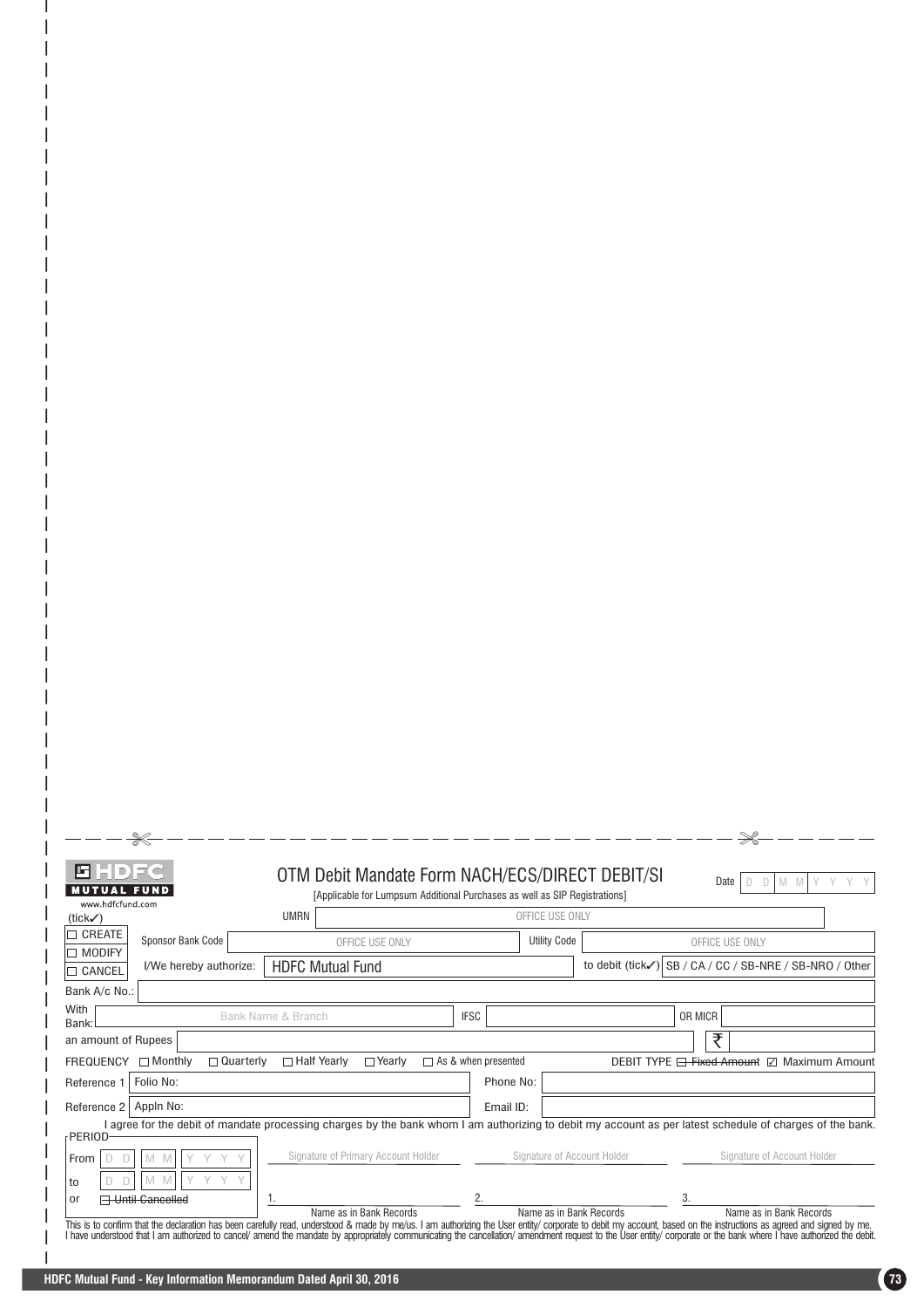HDFC MUTUAL FUND
www.hdfcfund.com

## OTM Debit Mandate Form NACH/ECS/DIRECT DEBIT/SI

[Applicable for Lumpsum Additional Purchases as well as SIP Registrations]

Date D D M M Y Y Y Y

(tick✓) UMRN: OFFICE USE ONLY

☐ CREATE
☐ MODIFY
☐ CANCEL

| | | | |
|---|---|---|---|
| Sponsor Bank Code | OFFICE USE ONLY | Utility Code | OFFICE USE ONLY |
| I/We hereby authorize: | HDFC Mutual Fund | to debit (tick✓) | SB / CA / CC / SB-NRE / SB-NRO / Other |

Bank A/c No.:

With Bank: Bank Name & Branch IFSC OR MICR

an amount of Rupees ₹

FREQUENCY ☐ Monthly ☐ Quarterly ☐ Half Yearly ☐ Yearly ☐ As & when presented DEBIT TYPE ☐ ~~Fixed Amount~~ ☑ Maximum Amount

| | | | |
|---|---|---|---|
| Reference 1 | Folio No: | Phone No: | |
| Reference 2 | Appln No: | Email ID: | |

I agree for the debit of mandate processing charges by the bank whom I am authorizing to debit my account as per latest schedule of charges of the bank.

PERIOD
From D D M M Y Y Y Y
to D D M M Y Y Y Y
or ☐ ~~Until Cancelled~~

| | | |
|---|---|---|
| Signature of Primary Account Holder | Signature of Account Holder | Signature of Account Holder |
| 1. | 2. | 3. |
| Name as in Bank Records | Name as in Bank Records | Name as in Bank Records |

This is to confirm that the declaration has been carefully read, understood & made by me/us. I am authorizing the User entity/ corporate to debit my account, based on the instructions as agreed and signed by me. I have understood that I am authorized to cancel/ amend the mandate by appropriately communicating the cancellation/ amendment request to the User entity/ corporate or the bank where I have authorized the debit.